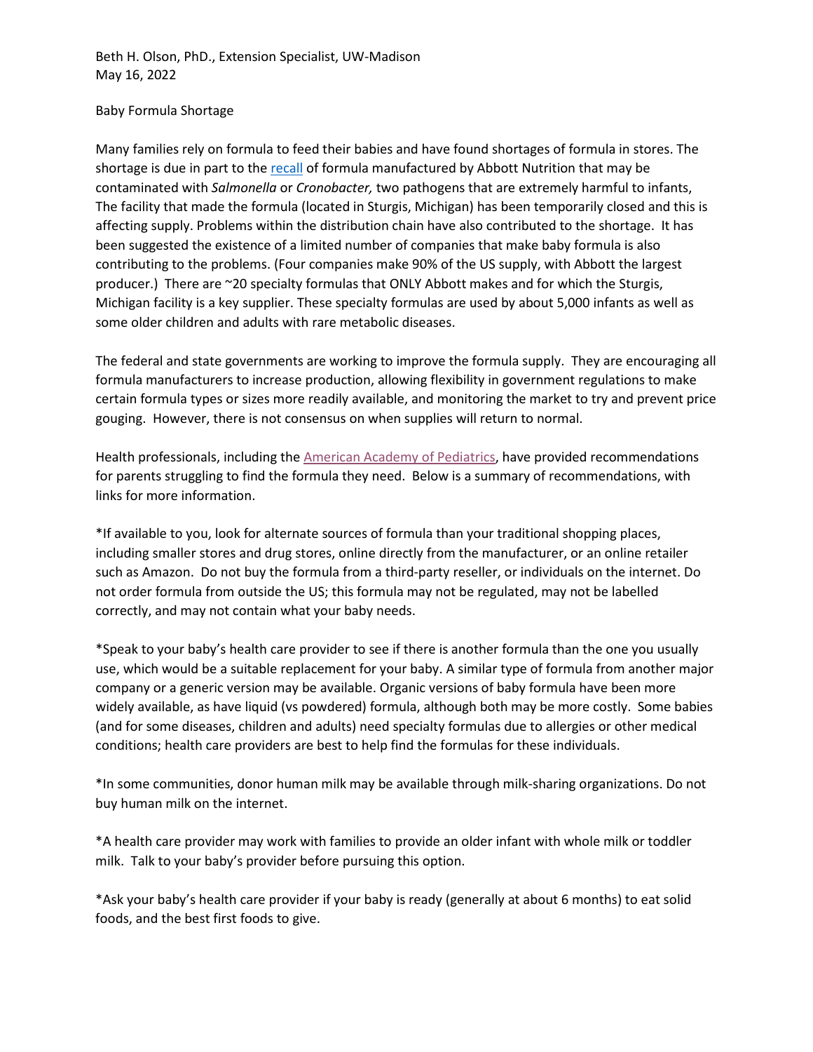Beth H. Olson, PhD., Extension Specialist, UW-Madison
May 16, 2022

Baby Formula Shortage

Many families rely on formula to feed their babies and have found shortages of formula in stores. The shortage is due in part to the recall of formula manufactured by Abbott Nutrition that may be contaminated with *Salmonella* or *Cronobacter,* two pathogens that are extremely harmful to infants, The facility that made the formula (located in Sturgis, Michigan) has been temporarily closed and this is affecting supply. Problems within the distribution chain have also contributed to the shortage. It has been suggested the existence of a limited number of companies that make baby formula is also contributing to the problems. (Four companies make 90% of the US supply, with Abbott the largest producer.) There are ~20 specialty formulas that ONLY Abbott makes and for which the Sturgis, Michigan facility is a key supplier. These specialty formulas are used by about 5,000 infants as well as some older children and adults with rare metabolic diseases.

The federal and state governments are working to improve the formula supply. They are encouraging all formula manufacturers to increase production, allowing flexibility in government regulations to make certain formula types or sizes more readily available, and monitoring the market to try and prevent price gouging. However, there is not consensus on when supplies will return to normal.

Health professionals, including the American Academy of Pediatrics, have provided recommendations for parents struggling to find the formula they need. Below is a summary of recommendations, with links for more information.

*If available to you, look for alternate sources of formula than your traditional shopping places, including smaller stores and drug stores, online directly from the manufacturer, or an online retailer such as Amazon. Do not buy the formula from a third-party reseller, or individuals on the internet. Do not order formula from outside the US; this formula may not be regulated, may not be labelled correctly, and may not contain what your baby needs.

*Speak to your baby's health care provider to see if there is another formula than the one you usually use, which would be a suitable replacement for your baby. A similar type of formula from another major company or a generic version may be available. Organic versions of baby formula have been more widely available, as have liquid (vs powdered) formula, although both may be more costly. Some babies (and for some diseases, children and adults) need specialty formulas due to allergies or other medical conditions; health care providers are best to help find the formulas for these individuals.

*In some communities, donor human milk may be available through milk-sharing organizations. Do not buy human milk on the internet.

*A health care provider may work with families to provide an older infant with whole milk or toddler milk. Talk to your baby's provider before pursuing this option.

*Ask your baby's health care provider if your baby is ready (generally at about 6 months) to eat solid foods, and the best first foods to give.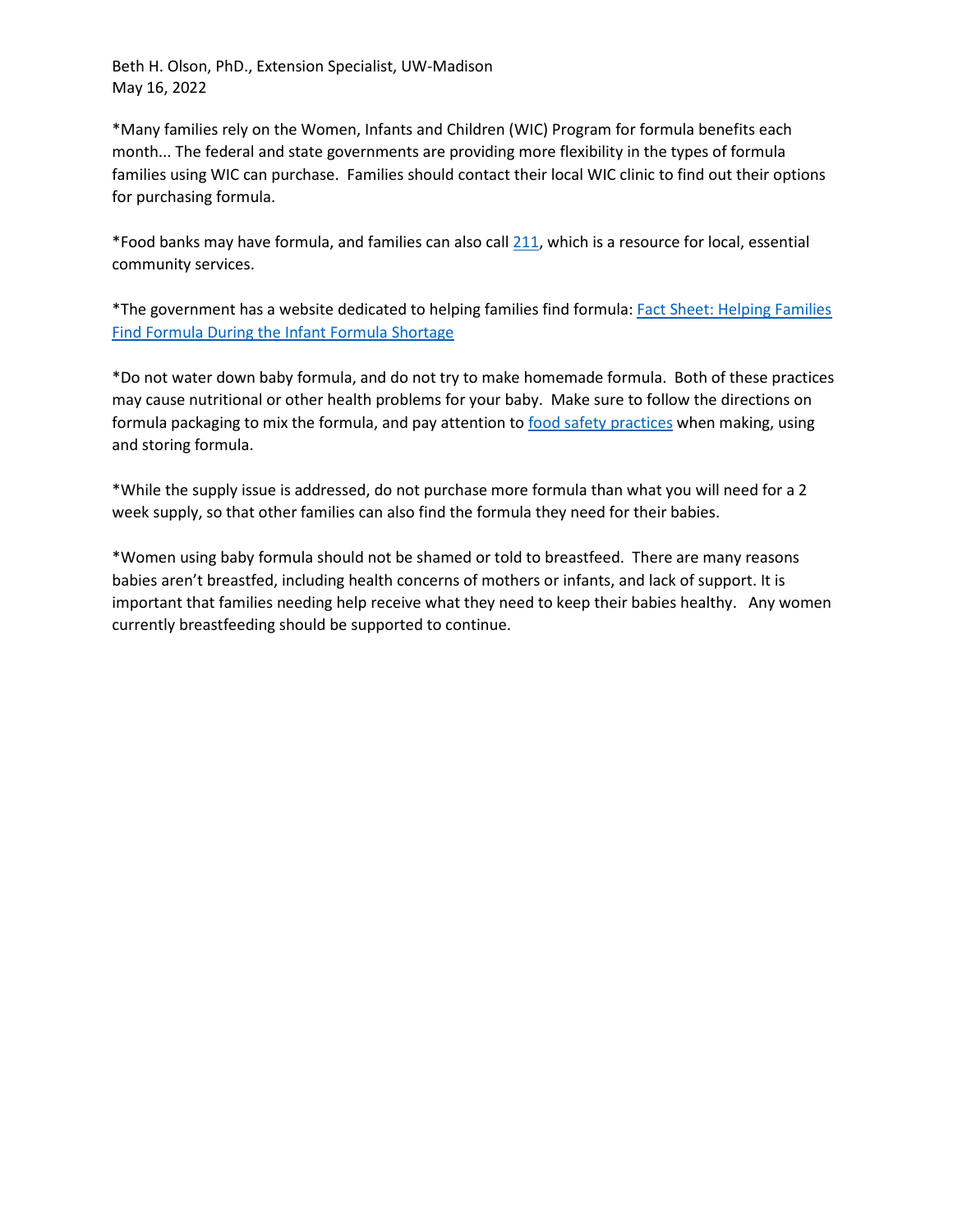Beth H. Olson, PhD., Extension Specialist, UW-Madison
May 16, 2022

*Many families rely on the Women, Infants and Children (WIC) Program for formula benefits each month... The federal and state governments are providing more flexibility in the types of formula families using WIC can purchase. Families should contact their local WIC clinic to find out their options for purchasing formula.

*Food banks may have formula, and families can also call 211, which is a resource for local, essential community services.

*The government has a website dedicated to helping families find formula: Fact Sheet: Helping Families Find Formula During the Infant Formula Shortage

*Do not water down baby formula, and do not try to make homemade formula. Both of these practices may cause nutritional or other health problems for your baby. Make sure to follow the directions on formula packaging to mix the formula, and pay attention to food safety practices when making, using and storing formula.

*While the supply issue is addressed, do not purchase more formula than what you will need for a 2 week supply, so that other families can also find the formula they need for their babies.

*Women using baby formula should not be shamed or told to breastfeed. There are many reasons babies aren't breastfed, including health concerns of mothers or infants, and lack of support. It is important that families needing help receive what they need to keep their babies healthy. Any women currently breastfeeding should be supported to continue.